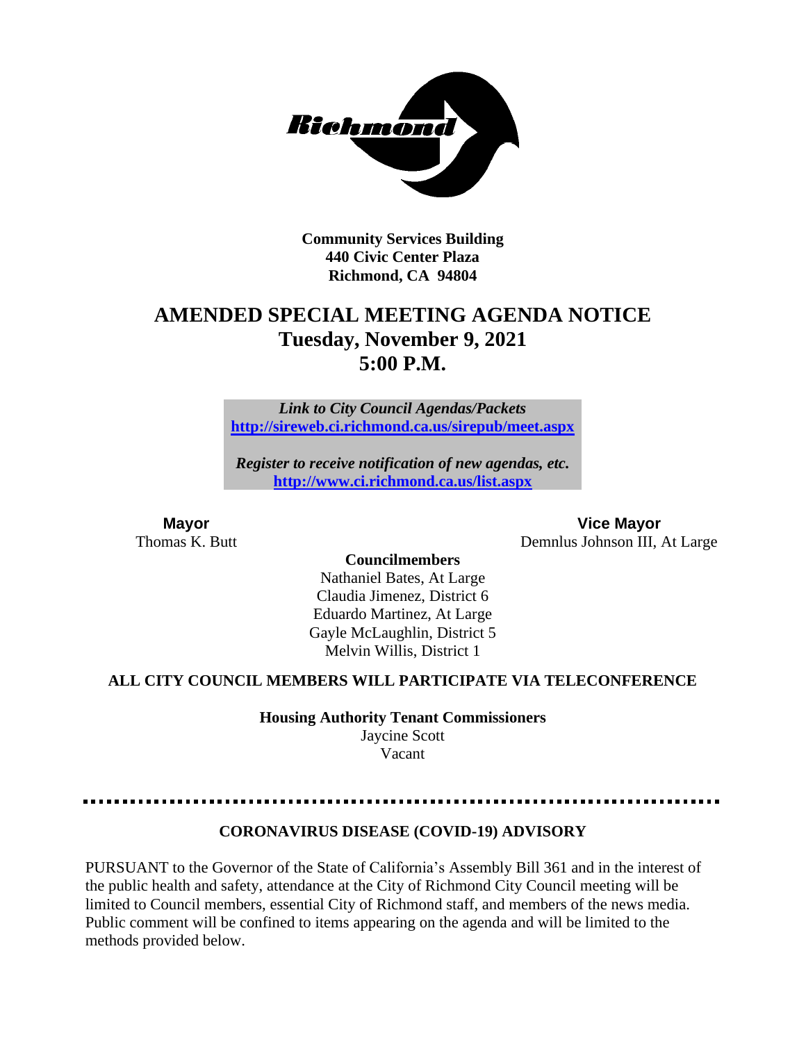**Community Services Building**
**440 Civic Center Plaza**
**Richmond, CA 94804**

# AMENDED SPECIAL MEETING AGENDA NOTICE
## Tuesday, November 9, 2021
## 5:00 P.M.

*Link to City Council Agendas/Packets*
**http://sireweb.ci.richmond.ca.us/sirepub/meet.aspx**

*Register to receive notification of new agendas, etc.*
**http://www.ci.richmond.ca.us/list.aspx**

**Mayor**
Thomas K. Butt

**Vice Mayor**
Demnlus Johnson III, At Large

**Councilmembers**
Nathaniel Bates, At Large
Claudia Jimenez, District 6
Eduardo Martinez, At Large
Gayle McLaughlin, District 5
Melvin Willis, District 1

**ALL CITY COUNCIL MEMBERS WILL PARTICIPATE VIA TELECONFERENCE**

**Housing Authority Tenant Commissioners**
Jaycine Scott
Vacant

---

**CORONAVIRUS DISEASE (COVID-19) ADVISORY**

PURSUANT to the Governor of the State of California's Assembly Bill 361 and in the interest of the public health and safety, attendance at the City of Richmond City Council meeting will be limited to Council members, essential City of Richmond staff, and members of the news media. Public comment will be confined to items appearing on the agenda and will be limited to the methods provided below.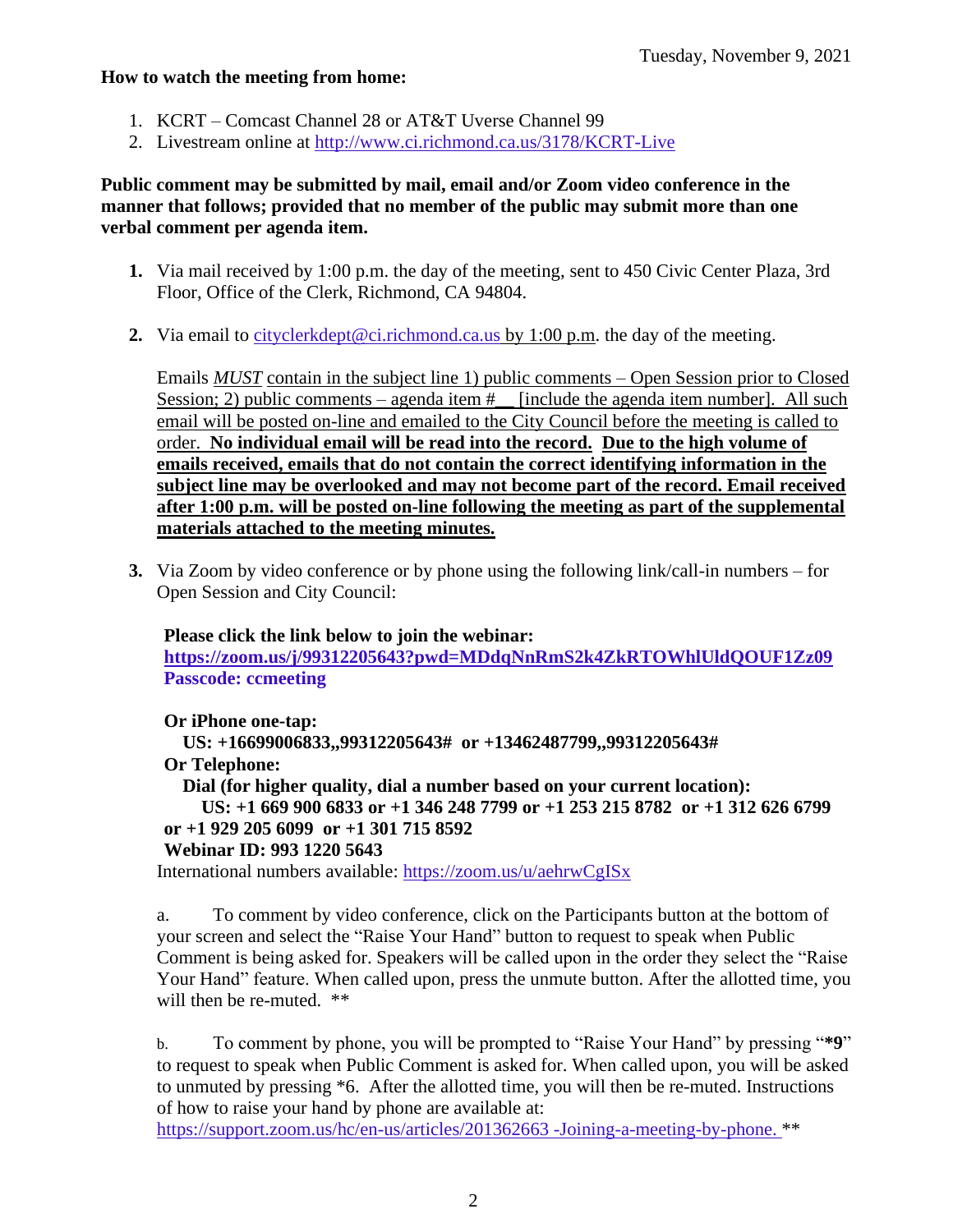Tuesday, November 9, 2021

**How to watch the meeting from home:**

1. KCRT – Comcast Channel 28 or AT&T Uverse Channel 99
2. Livestream online at http://www.ci.richmond.ca.us/3178/KCRT-Live

**Public comment may be submitted by mail, email and/or Zoom video conference in the manner that follows; provided that no member of the public may submit more than one verbal comment per agenda item.**

**1.** Via mail received by 1:00 p.m. the day of the meeting, sent to 450 Civic Center Plaza, 3rd Floor, Office of the Clerk, Richmond, CA 94804.

**2.** Via email to cityclerkdept@ci.richmond.ca.us by 1:00 p.m. the day of the meeting.

Emails *MUST* contain in the subject line 1) public comments – Open Session prior to Closed Session; 2) public comments – agenda item #__ [include the agenda item number]. All such email will be posted on-line and emailed to the City Council before the meeting is called to order. **No individual email will be read into the record. Due to the high volume of emails received, emails that do not contain the correct identifying information in the subject line may be overlooked and may not become part of the record. Email received after 1:00 p.m. will be posted on-line following the meeting as part of the supplemental materials attached to the meeting minutes.**

**3.** Via Zoom by video conference or by phone using the following link/call-in numbers – for Open Session and City Council:

**Please click the link below to join the webinar:**
**https://zoom.us/j/99312205643?pwd=MDdqNnRmS2k4ZkRTOWhlUldQOUF1Zz09**
**Passcode: ccmeeting**

**Or iPhone one-tap:**
**US: +16699006833,,99312205643# or +13462487799,,99312205643#**
**Or Telephone:**
**Dial (for higher quality, dial a number based on your current location):**
**US: +1 669 900 6833 or +1 346 248 7799 or +1 253 215 8782 or +1 312 626 6799 or +1 929 205 6099 or +1 301 715 8592**
**Webinar ID: 993 1220 5643**
International numbers available: https://zoom.us/u/aehrwCgISx

a. To comment by video conference, click on the Participants button at the bottom of your screen and select the "Raise Your Hand" button to request to speak when Public Comment is being asked for. Speakers will be called upon in the order they select the "Raise Your Hand" feature. When called upon, press the unmute button. After the allotted time, you will then be re-muted. **

b. To comment by phone, you will be prompted to "Raise Your Hand" by pressing "***9**" to request to speak when Public Comment is asked for. When called upon, you will be asked to unmuted by pressing *6. After the allotted time, you will then be re-muted. Instructions of how to raise your hand by phone are available at: https://support.zoom.us/hc/en-us/articles/201362663 -Joining-a-meeting-by-phone. **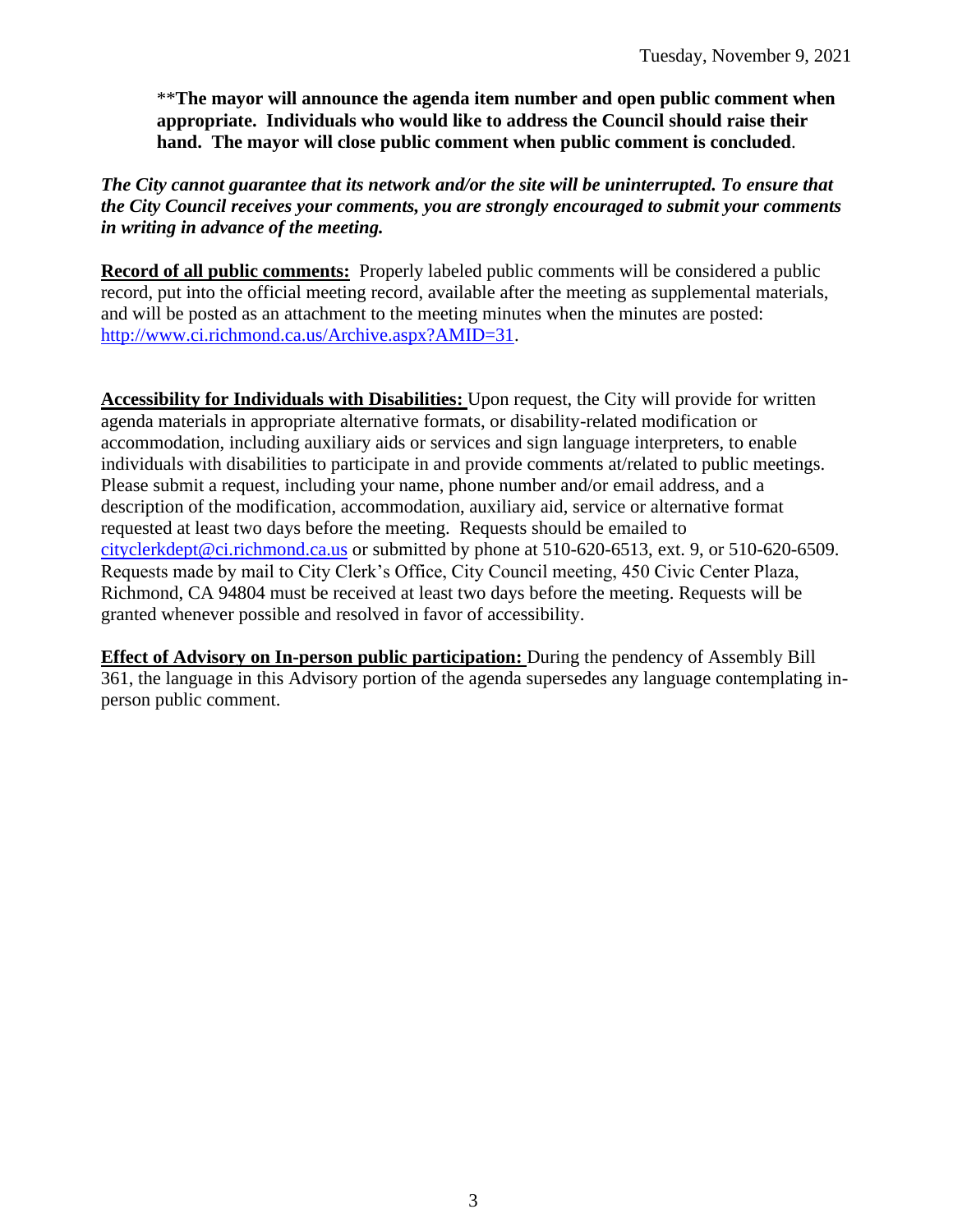**The mayor will announce the agenda item number and open public comment when appropriate. Individuals who would like to address the Council should raise their hand. The mayor will close public comment when public comment is concluded**.

***The City cannot guarantee that its network and/or the site will be uninterrupted. To ensure that the City Council receives your comments, you are strongly encouraged to submit your comments in writing in advance of the meeting.***

**Record of all public comments:** Properly labeled public comments will be considered a public record, put into the official meeting record, available after the meeting as supplemental materials, and will be posted as an attachment to the meeting minutes when the minutes are posted: http://www.ci.richmond.ca.us/Archive.aspx?AMID=31.

**Accessibility for Individuals with Disabilities:** Upon request, the City will provide for written agenda materials in appropriate alternative formats, or disability-related modification or accommodation, including auxiliary aids or services and sign language interpreters, to enable individuals with disabilities to participate in and provide comments at/related to public meetings. Please submit a request, including your name, phone number and/or email address, and a description of the modification, accommodation, auxiliary aid, service or alternative format requested at least two days before the meeting. Requests should be emailed to cityclerkdept@ci.richmond.ca.us or submitted by phone at 510-620-6513, ext. 9, or 510-620-6509. Requests made by mail to City Clerk's Office, City Council meeting, 450 Civic Center Plaza, Richmond, CA 94804 must be received at least two days before the meeting. Requests will be granted whenever possible and resolved in favor of accessibility.

**Effect of Advisory on In-person public participation:** During the pendency of Assembly Bill 361, the language in this Advisory portion of the agenda supersedes any language contemplating in-person public comment.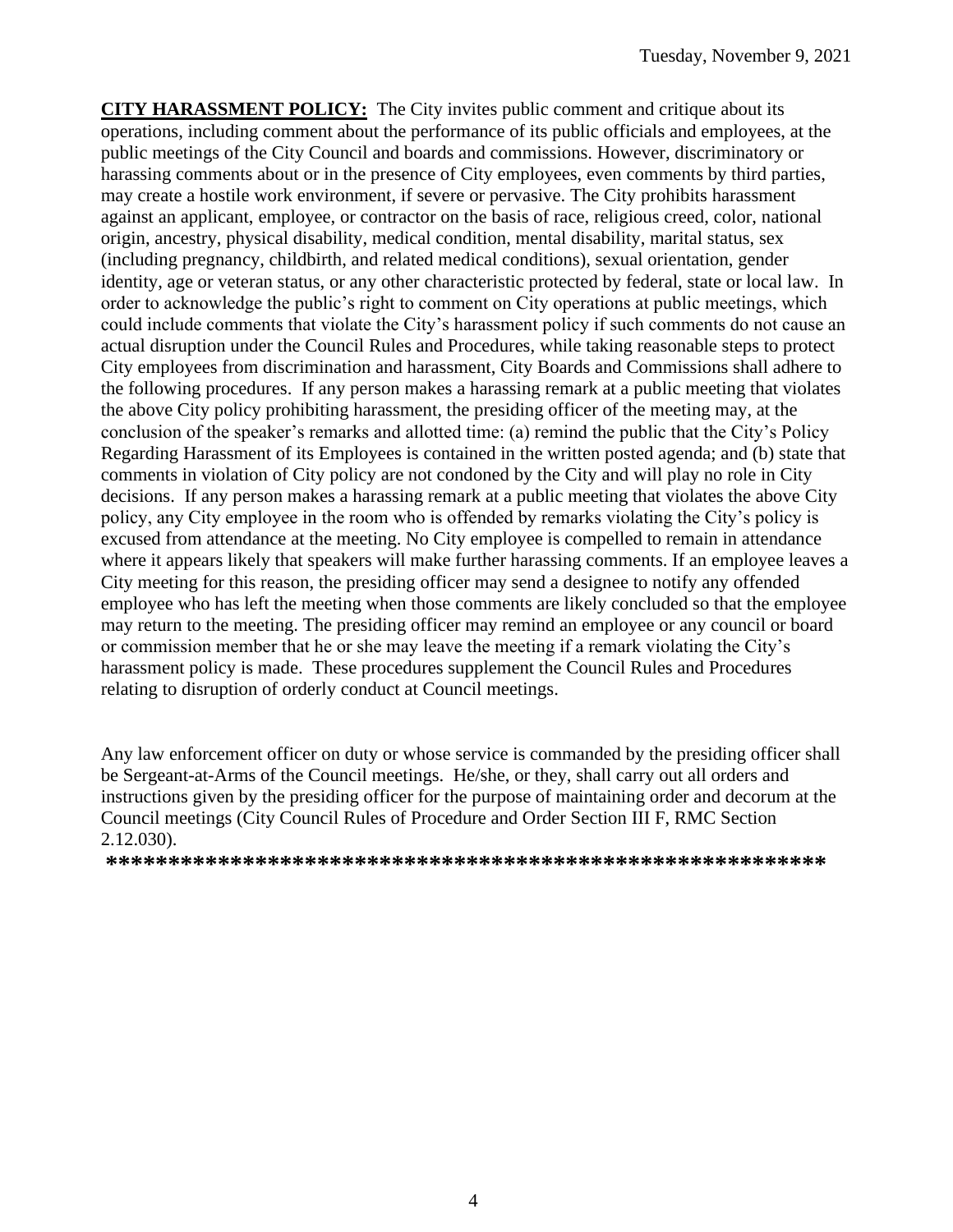**CITY HARASSMENT POLICY:** The City invites public comment and critique about its operations, including comment about the performance of its public officials and employees, at the public meetings of the City Council and boards and commissions. However, discriminatory or harassing comments about or in the presence of City employees, even comments by third parties, may create a hostile work environment, if severe or pervasive. The City prohibits harassment against an applicant, employee, or contractor on the basis of race, religious creed, color, national origin, ancestry, physical disability, medical condition, mental disability, marital status, sex (including pregnancy, childbirth, and related medical conditions), sexual orientation, gender identity, age or veteran status, or any other characteristic protected by federal, state or local law. In order to acknowledge the public's right to comment on City operations at public meetings, which could include comments that violate the City's harassment policy if such comments do not cause an actual disruption under the Council Rules and Procedures, while taking reasonable steps to protect City employees from discrimination and harassment, City Boards and Commissions shall adhere to the following procedures. If any person makes a harassing remark at a public meeting that violates the above City policy prohibiting harassment, the presiding officer of the meeting may, at the conclusion of the speaker's remarks and allotted time: (a) remind the public that the City's Policy Regarding Harassment of its Employees is contained in the written posted agenda; and (b) state that comments in violation of City policy are not condoned by the City and will play no role in City decisions. If any person makes a harassing remark at a public meeting that violates the above City policy, any City employee in the room who is offended by remarks violating the City's policy is excused from attendance at the meeting. No City employee is compelled to remain in attendance where it appears likely that speakers will make further harassing comments. If an employee leaves a City meeting for this reason, the presiding officer may send a designee to notify any offended employee who has left the meeting when those comments are likely concluded so that the employee may return to the meeting. The presiding officer may remind an employee or any council or board or commission member that he or she may leave the meeting if a remark violating the City's harassment policy is made. These procedures supplement the Council Rules and Procedures relating to disruption of orderly conduct at Council meetings.

Any law enforcement officer on duty or whose service is commanded by the presiding officer shall be Sergeant-at-Arms of the Council meetings. He/she, or they, shall carry out all orders and instructions given by the presiding officer for the purpose of maintaining order and decorum at the Council meetings (City Council Rules of Procedure and Order Section III F, RMC Section 2.12.030).

**\*\*\*\*\*\*\*\*\*\*\*\*\*\*\*\*\*\*\*\*\*\*\*\*\*\*\*\*\*\*\*\*\*\*\*\*\*\*\*\*\*\*\*\*\*\*\*\*\*\*\*\*\*\*\*\*\*\*\***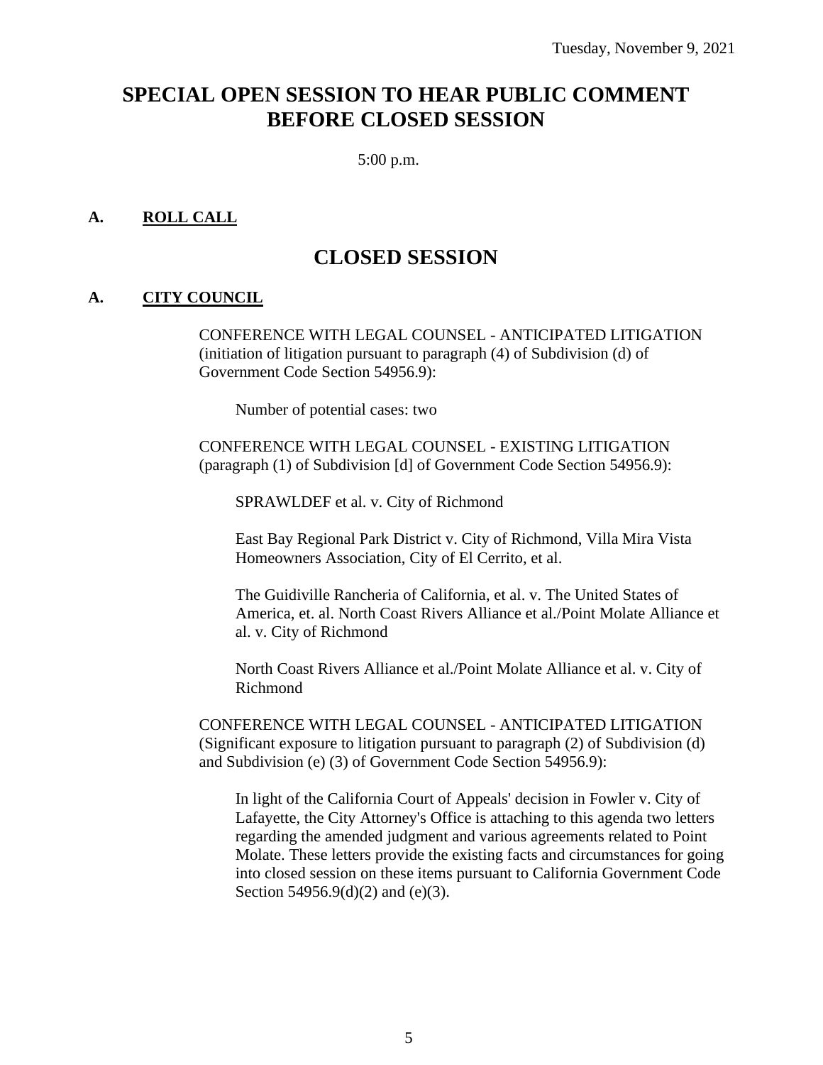Tuesday, November 9, 2021

# SPECIAL OPEN SESSION TO HEAR PUBLIC COMMENT BEFORE CLOSED SESSION

5:00 p.m.

## A. ROLL CALL

# CLOSED SESSION

## A. CITY COUNCIL

CONFERENCE WITH LEGAL COUNSEL - ANTICIPATED LITIGATION (initiation of litigation pursuant to paragraph (4) of Subdivision (d) of Government Code Section 54956.9):

Number of potential cases: two

CONFERENCE WITH LEGAL COUNSEL - EXISTING LITIGATION (paragraph (1) of Subdivision [d] of Government Code Section 54956.9):

SPRAWLDEF et al. v. City of Richmond

East Bay Regional Park District v. City of Richmond, Villa Mira Vista Homeowners Association, City of El Cerrito, et al.

The Guidiville Rancheria of California, et al. v. The United States of America, et. al. North Coast Rivers Alliance et al./Point Molate Alliance et al. v. City of Richmond

North Coast Rivers Alliance et al./Point Molate Alliance et al. v. City of Richmond

CONFERENCE WITH LEGAL COUNSEL - ANTICIPATED LITIGATION (Significant exposure to litigation pursuant to paragraph (2) of Subdivision (d) and Subdivision (e) (3) of Government Code Section 54956.9):

In light of the California Court of Appeals' decision in Fowler v. City of Lafayette, the City Attorney's Office is attaching to this agenda two letters regarding the amended judgment and various agreements related to Point Molate. These letters provide the existing facts and circumstances for going into closed session on these items pursuant to California Government Code Section 54956.9(d)(2) and (e)(3).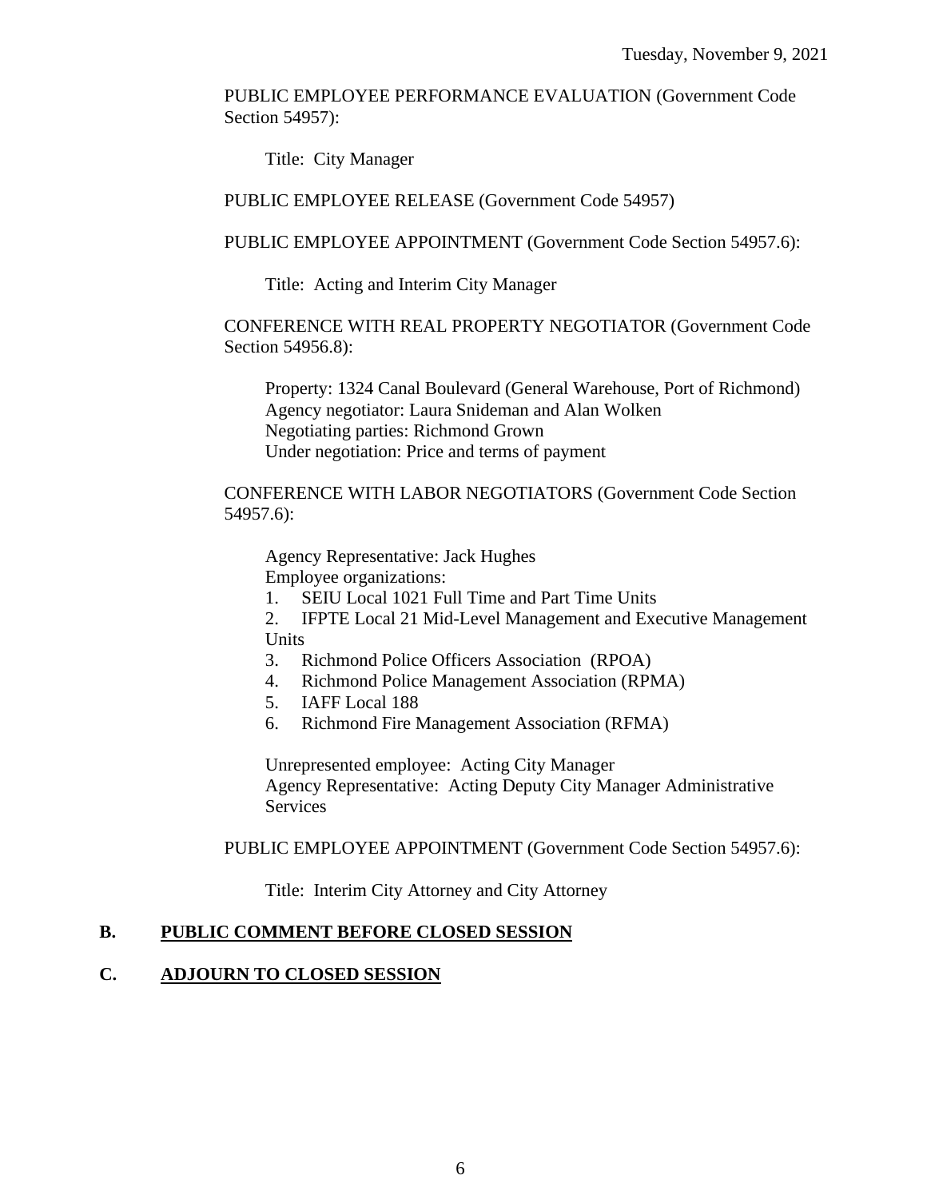PUBLIC EMPLOYEE PERFORMANCE EVALUATION (Government Code Section 54957):

Title: City Manager

PUBLIC EMPLOYEE RELEASE (Government Code 54957)

PUBLIC EMPLOYEE APPOINTMENT (Government Code Section 54957.6):

Title: Acting and Interim City Manager

CONFERENCE WITH REAL PROPERTY NEGOTIATOR (Government Code Section 54956.8):

Property: 1324 Canal Boulevard (General Warehouse, Port of Richmond)
Agency negotiator: Laura Snideman and Alan Wolken
Negotiating parties: Richmond Grown
Under negotiation: Price and terms of payment

CONFERENCE WITH LABOR NEGOTIATORS (Government Code Section 54957.6):

Agency Representative: Jack Hughes
Employee organizations:

1. SEIU Local 1021 Full Time and Part Time Units
2. IFPTE Local 21 Mid-Level Management and Executive Management Units
3. Richmond Police Officers Association (RPOA)
4. Richmond Police Management Association (RPMA)
5. IAFF Local 188
6. Richmond Fire Management Association (RFMA)

Unrepresented employee: Acting City Manager
Agency Representative: Acting Deputy City Manager Administrative Services

PUBLIC EMPLOYEE APPOINTMENT (Government Code Section 54957.6):

Title: Interim City Attorney and City Attorney

## B. PUBLIC COMMENT BEFORE CLOSED SESSION

## C. ADJOURN TO CLOSED SESSION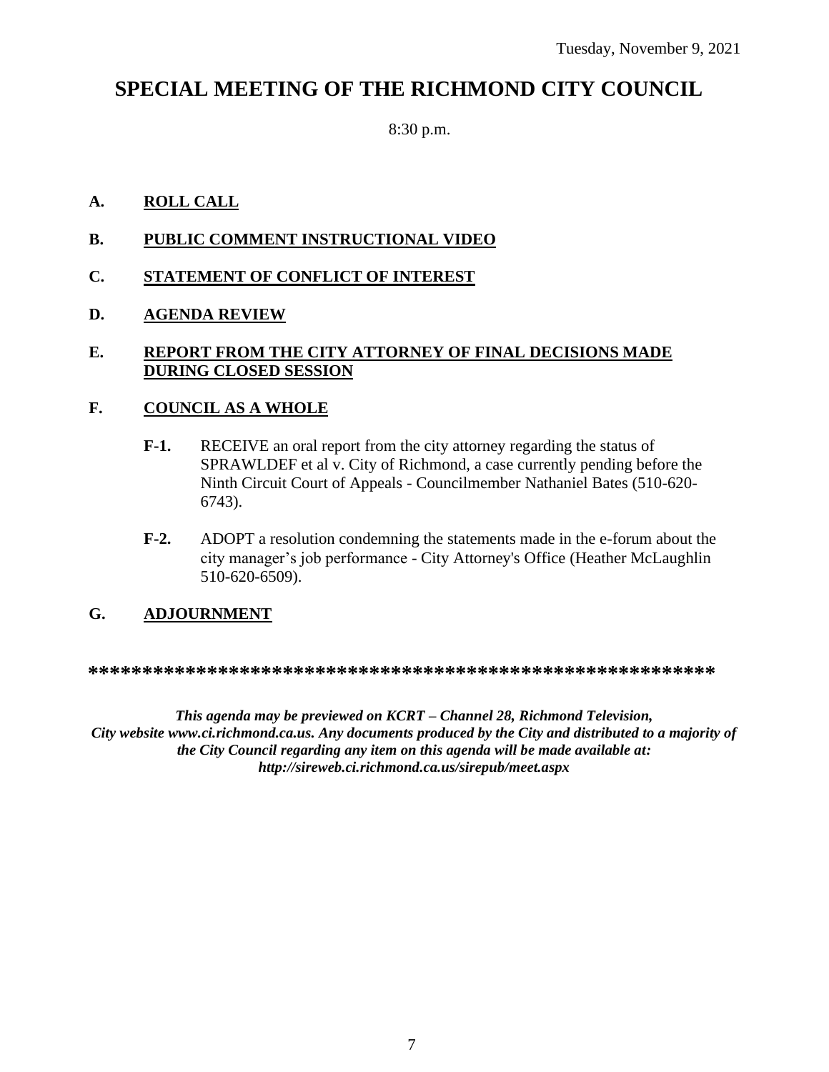Tuesday, November 9, 2021

# SPECIAL MEETING OF THE RICHMOND CITY COUNCIL

8:30 p.m.

**A. ROLL CALL**

**B. PUBLIC COMMENT INSTRUCTIONAL VIDEO**

**C. STATEMENT OF CONFLICT OF INTEREST**

**D. AGENDA REVIEW**

**E. REPORT FROM THE CITY ATTORNEY OF FINAL DECISIONS MADE DURING CLOSED SESSION**

**F. COUNCIL AS A WHOLE**

**F-1.** RECEIVE an oral report from the city attorney regarding the status of SPRAWLDEF et al v. City of Richmond, a case currently pending before the Ninth Circuit Court of Appeals - Councilmember Nathaniel Bates (510-620-6743).

**F-2.** ADOPT a resolution condemning the statements made in the e-forum about the city manager's job performance - City Attorney's Office (Heather McLaughlin 510-620-6509).

**G. ADJOURNMENT**

**************************************************************

***This agenda may be previewed on KCRT – Channel 28, Richmond Television, City website www.ci.richmond.ca.us. Any documents produced by the City and distributed to a majority of the City Council regarding any item on this agenda will be made available at: http://sireweb.ci.richmond.ca.us/sirepub/meet.aspx***